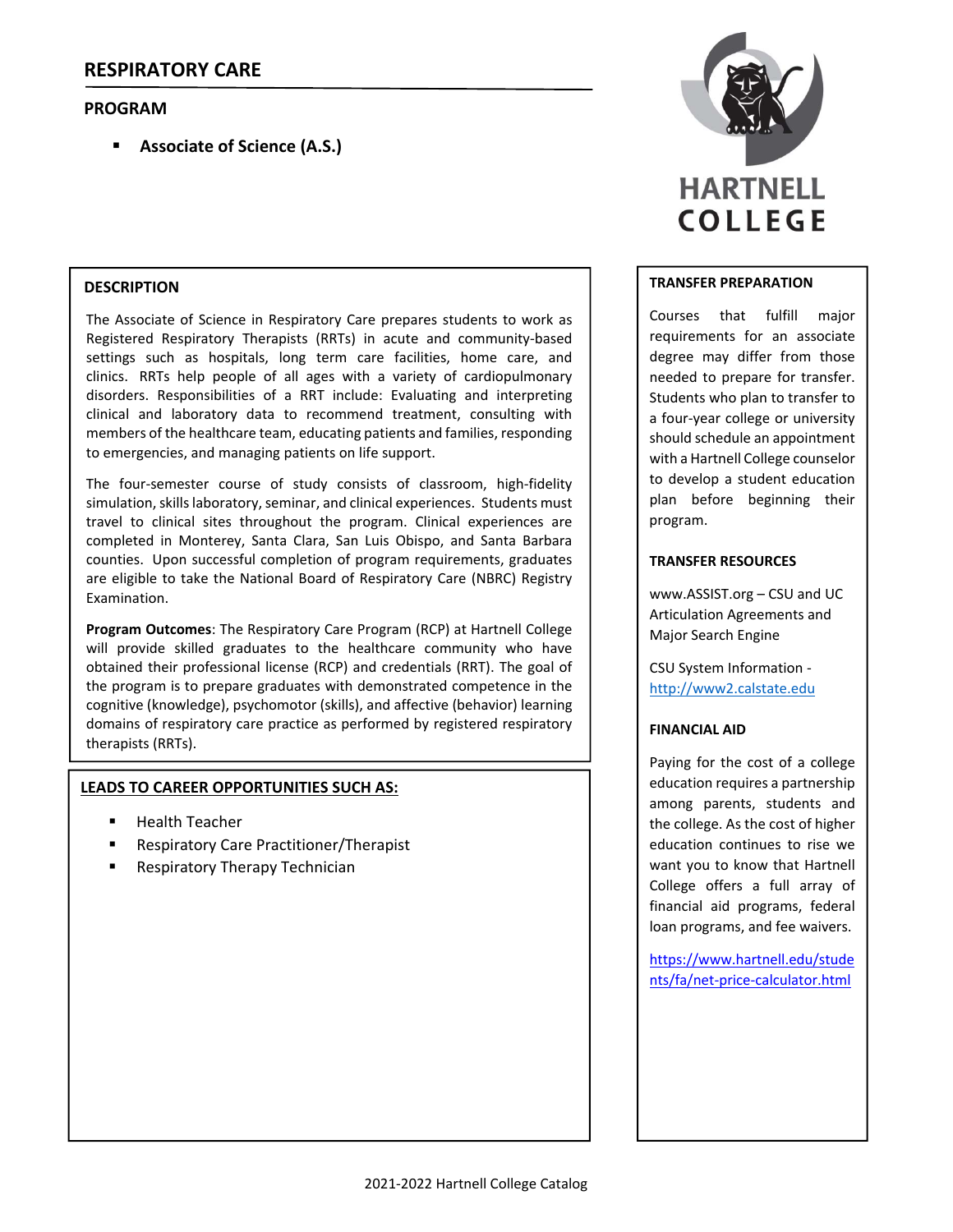# RESPIRATORY CARE

## PROGRAM

- **Associate of Science (A.S.)**

HARTNELL COLLEGE

## DESCRIPTION

The Associate of Science in Respiratory Care prepares students to work as Registered Respiratory Therapists (RRTs) in acute and community-based settings such as hospitals, long term care facilities, home care, and clinics. RRTs help people of all ages with a variety of cardiopulmonary disorders. Responsibilities of a RRT include: Evaluating and interpreting clinical and laboratory data to recommend treatment, consulting with members of the healthcare team, educating patients and families, responding to emergencies, and managing patients on life support.

The four-semester course of study consists of classroom, high-fidelity simulation, skills laboratory, seminar, and clinical experiences. Students must travel to clinical sites throughout the program. Clinical experiences are completed in Monterey, Santa Clara, San Luis Obispo, and Santa Barbara counties. Upon successful completion of program requirements, graduates are eligible to take the National Board of Respiratory Care (NBRC) Registry Examination.

**Program Outcomes**: The Respiratory Care Program (RCP) at Hartnell College will provide skilled graduates to the healthcare community who have obtained their professional license (RCP) and credentials (RRT). The goal of the program is to prepare graduates with demonstrated competence in the cognitive (knowledge), psychomotor (skills), and affective (behavior) learning domains of respiratory care practice as performed by registered respiratory therapists (RRTs).

## LEADS TO CAREER OPPORTUNITIES SUCH AS:

- Health Teacher
- Respiratory Care Practitioner/Therapist
- Respiratory Therapy Technician

## TRANSFER PREPARATION

Courses that fulfill major requirements for an associate degree may differ from those needed to prepare for transfer. Students who plan to transfer to a four-year college or university should schedule an appointment with a Hartnell College counselor to develop a student education plan before beginning their program.

## TRANSFER RESOURCES

www.ASSIST.org – CSU and UC Articulation Agreements and Major Search Engine

CSU System Information - http://www2.calstate.edu

## FINANCIAL AID

Paying for the cost of a college education requires a partnership among parents, students and the college. As the cost of higher education continues to rise we want you to know that Hartnell College offers a full array of financial aid programs, federal loan programs, and fee waivers.

https://www.hartnell.edu/students/fa/net-price-calculator.html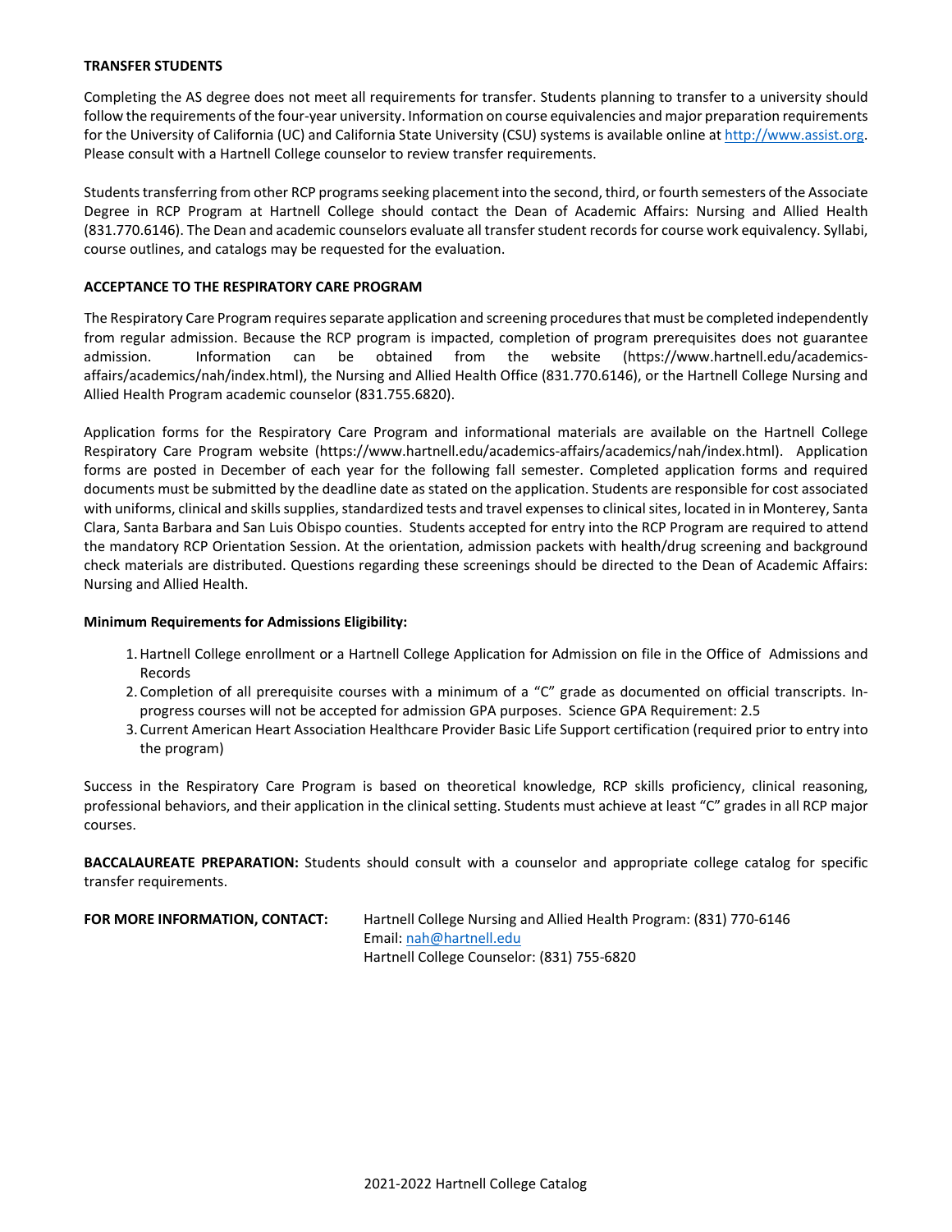**TRANSFER STUDENTS**

Completing the AS degree does not meet all requirements for transfer. Students planning to transfer to a university should follow the requirements of the four-year university. Information on course equivalencies and major preparation requirements for the University of California (UC) and California State University (CSU) systems is available online at [http://www.assist.org](http://www.assist.org). Please consult with a Hartnell College counselor to review transfer requirements.

Students transferring from other RCP programs seeking placement into the second, third, or fourth semesters of the Associate Degree in RCP Program at Hartnell College should contact the Dean of Academic Affairs: Nursing and Allied Health (831.770.6146). The Dean and academic counselors evaluate all transfer student records for course work equivalency. Syllabi, course outlines, and catalogs may be requested for the evaluation.

**ACCEPTANCE TO THE RESPIRATORY CARE PROGRAM**

The Respiratory Care Program requires separate application and screening procedures that must be completed independently from regular admission. Because the RCP program is impacted, completion of program prerequisites does not guarantee admission. Information can be obtained from the website (https://www.hartnell.edu/academics-affairs/academics/nah/index.html), the Nursing and Allied Health Office (831.770.6146), or the Hartnell College Nursing and Allied Health Program academic counselor (831.755.6820).

Application forms for the Respiratory Care Program and informational materials are available on the Hartnell College Respiratory Care Program website (https://www.hartnell.edu/academics-affairs/academics/nah/index.html). Application forms are posted in December of each year for the following fall semester. Completed application forms and required documents must be submitted by the deadline date as stated on the application. Students are responsible for cost associated with uniforms, clinical and skills supplies, standardized tests and travel expenses to clinical sites, located in in Monterey, Santa Clara, Santa Barbara and San Luis Obispo counties. Students accepted for entry into the RCP Program are required to attend the mandatory RCP Orientation Session. At the orientation, admission packets with health/drug screening and background check materials are distributed. Questions regarding these screenings should be directed to the Dean of Academic Affairs: Nursing and Allied Health.

**Minimum Requirements for Admissions Eligibility:**

1. Hartnell College enrollment or a Hartnell College Application for Admission on file in the Office of Admissions and Records
2. Completion of all prerequisite courses with a minimum of a "C" grade as documented on official transcripts. In-progress courses will not be accepted for admission GPA purposes. Science GPA Requirement: 2.5
3. Current American Heart Association Healthcare Provider Basic Life Support certification (required prior to entry into the program)

Success in the Respiratory Care Program is based on theoretical knowledge, RCP skills proficiency, clinical reasoning, professional behaviors, and their application in the clinical setting. Students must achieve at least "C" grades in all RCP major courses.

**BACCALAUREATE PREPARATION:** Students should consult with a counselor and appropriate college catalog for specific transfer requirements.

**FOR MORE INFORMATION, CONTACT:** Hartnell College Nursing and Allied Health Program: (831) 770-6146
Email: [nah@hartnell.edu](mailto:nah@hartnell.edu)
Hartnell College Counselor: (831) 755-6820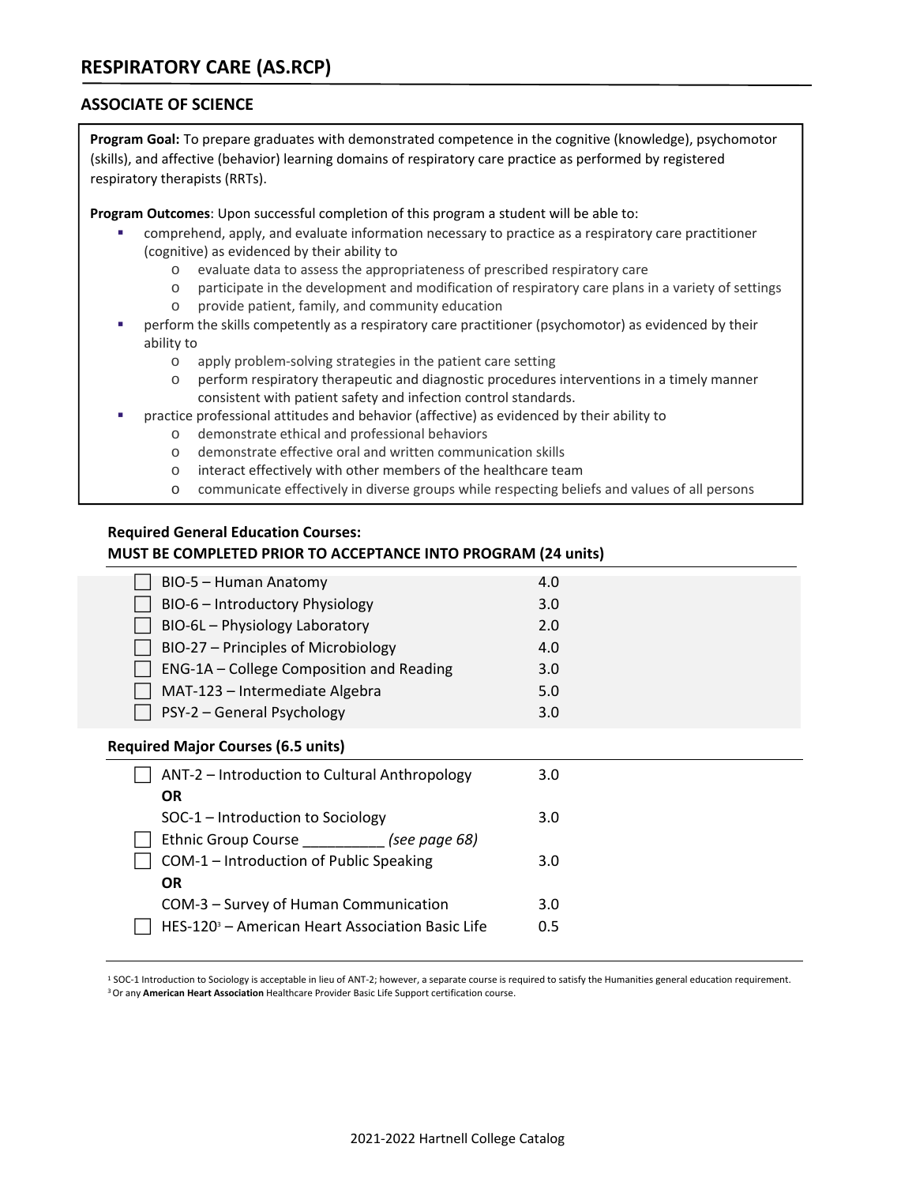# RESPIRATORY CARE (AS.RCP)

## ASSOCIATE OF SCIENCE

**Program Goal:** To prepare graduates with demonstrated competence in the cognitive (knowledge), psychomotor (skills), and affective (behavior) learning domains of respiratory care practice as performed by registered respiratory therapists (RRTs).

**Program Outcomes**: Upon successful completion of this program a student will be able to:

- comprehend, apply, and evaluate information necessary to practice as a respiratory care practitioner (cognitive) as evidenced by their ability to
  - evaluate data to assess the appropriateness of prescribed respiratory care
  - participate in the development and modification of respiratory care plans in a variety of settings
  - provide patient, family, and community education
- perform the skills competently as a respiratory care practitioner (psychomotor) as evidenced by their ability to
  - apply problem-solving strategies in the patient care setting
  - perform respiratory therapeutic and diagnostic procedures interventions in a timely manner consistent with patient safety and infection control standards.
- practice professional attitudes and behavior (affective) as evidenced by their ability to
  - demonstrate ethical and professional behaviors
  - demonstrate effective oral and written communication skills
  - interact effectively with other members of the healthcare team
  - communicate effectively in diverse groups while respecting beliefs and values of all persons

**Required General Education Courses:**
**MUST BE COMPLETED PRIOR TO ACCEPTANCE INTO PROGRAM (24 units)**

| Course | Units |
|---|---|
| ☐ BIO-5 – Human Anatomy | 4.0 |
| ☐ BIO-6 – Introductory Physiology | 3.0 |
| ☐ BIO-6L – Physiology Laboratory | 2.0 |
| ☐ BIO-27 – Principles of Microbiology | 4.0 |
| ☐ ENG-1A – College Composition and Reading | 3.0 |
| ☐ MAT-123 – Intermediate Algebra | 5.0 |
| ☐ PSY-2 – General Psychology | 3.0 |

**Required Major Courses (6.5 units)**

| Course | Units |
|---|---|
| ☐ ANT-2 – Introduction to Cultural Anthropology | 3.0 |
| **OR** | |
| SOC-1 – Introduction to Sociology | 3.0 |
| ☐ Ethnic Group Course __________ *(see page 68)* | |
| ☐ COM-1 – Introduction of Public Speaking | 3.0 |
| **OR** | |
| COM-3 – Survey of Human Communication | 3.0 |
| ☐ HES-120[3] – American Heart Association Basic Life | 0.5 |

[1] SOC-1 Introduction to Sociology is acceptable in lieu of ANT-2; however, a separate course is required to satisfy the Humanities general education requirement.
[3] Or any **American Heart Association** Healthcare Provider Basic Life Support certification course.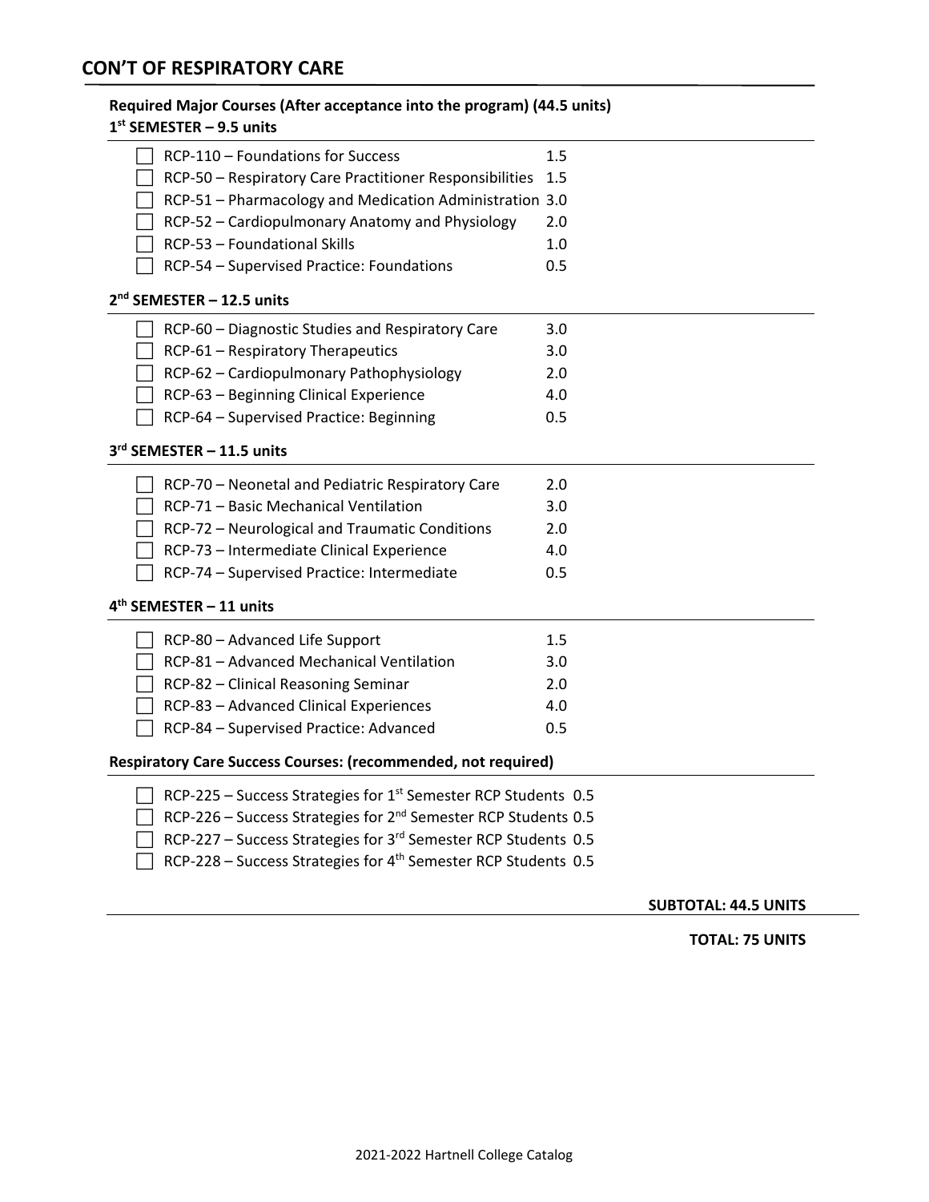## CON'T OF RESPIRATORY CARE

**Required Major Courses (After acceptance into the program) (44.5 units)**

**1st SEMESTER – 9.5 units**

- [ ] RCP-110 – Foundations for Success 1.5
- [ ] RCP-50 – Respiratory Care Practitioner Responsibilities 1.5
- [ ] RCP-51 – Pharmacology and Medication Administration 3.0
- [ ] RCP-52 – Cardiopulmonary Anatomy and Physiology 2.0
- [ ] RCP-53 – Foundational Skills 1.0
- [ ] RCP-54 – Supervised Practice: Foundations 0.5

**2nd SEMESTER – 12.5 units**

- [ ] RCP-60 – Diagnostic Studies and Respiratory Care 3.0
- [ ] RCP-61 – Respiratory Therapeutics 3.0
- [ ] RCP-62 – Cardiopulmonary Pathophysiology 2.0
- [ ] RCP-63 – Beginning Clinical Experience 4.0
- [ ] RCP-64 – Supervised Practice: Beginning 0.5

**3rd SEMESTER – 11.5 units**

- [ ] RCP-70 – Neonetal and Pediatric Respiratory Care 2.0
- [ ] RCP-71 – Basic Mechanical Ventilation 3.0
- [ ] RCP-72 – Neurological and Traumatic Conditions 2.0
- [ ] RCP-73 – Intermediate Clinical Experience 4.0
- [ ] RCP-74 – Supervised Practice: Intermediate 0.5

**4th SEMESTER – 11 units**

- [ ] RCP-80 – Advanced Life Support 1.5
- [ ] RCP-81 – Advanced Mechanical Ventilation 3.0
- [ ] RCP-82 – Clinical Reasoning Seminar 2.0
- [ ] RCP-83 – Advanced Clinical Experiences 4.0
- [ ] RCP-84 – Supervised Practice: Advanced 0.5

**Respiratory Care Success Courses: (recommended, not required)**

- [ ] RCP-225 – Success Strategies for 1st Semester RCP Students 0.5
- [ ] RCP-226 – Success Strategies for 2nd Semester RCP Students 0.5
- [ ] RCP-227 – Success Strategies for 3rd Semester RCP Students 0.5
- [ ] RCP-228 – Success Strategies for 4th Semester RCP Students 0.5

**SUBTOTAL: 44.5 UNITS**

**TOTAL: 75 UNITS**